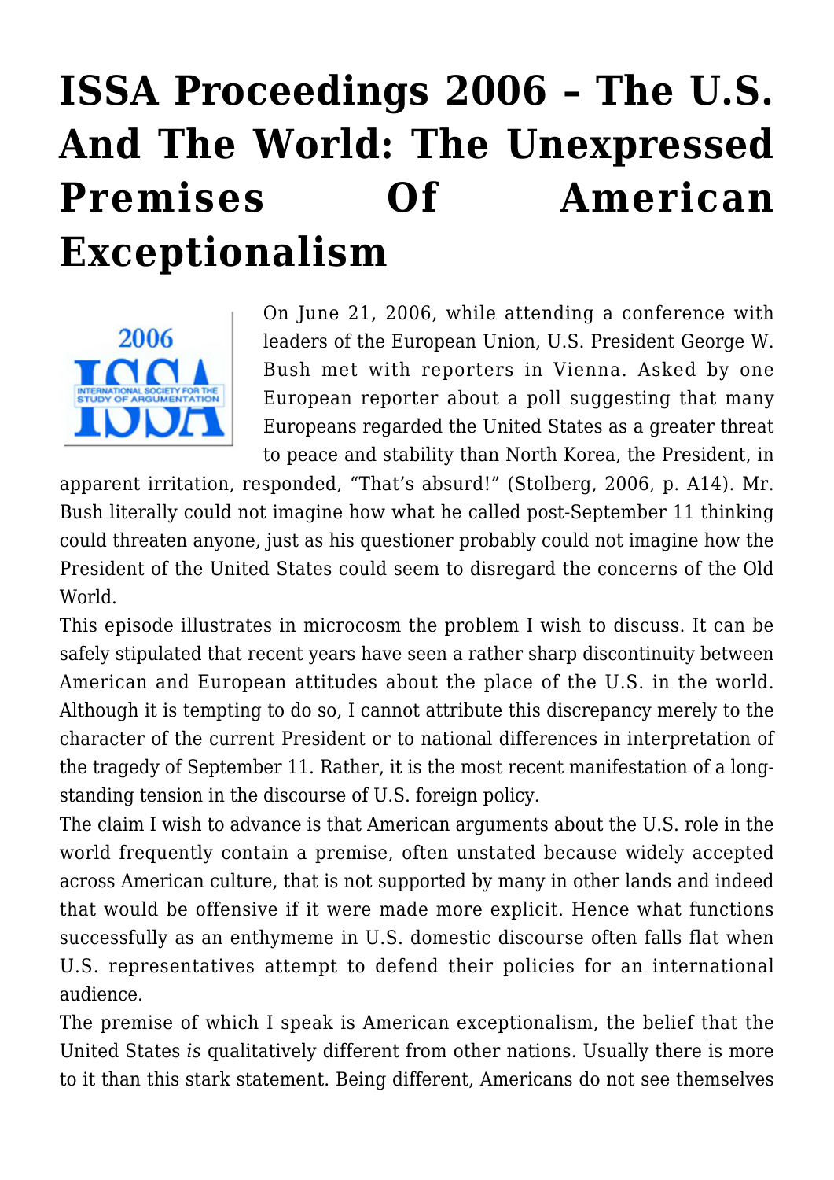# ISSA Proceedings 2006 – The U.S. And The World: The Unexpressed Premises Of American Exceptionalism

On June 21, 2006, while attending a conference with leaders of the European Union, U.S. President George W. Bush met with reporters in Vienna. Asked by one European reporter about a poll suggesting that many Europeans regarded the United States as a greater threat to peace and stability than North Korea, the President, in apparent irritation, responded, "That's absurd!" (Stolberg, 2006, p. A14). Mr. Bush literally could not imagine how what he called post-September 11 thinking could threaten anyone, just as his questioner probably could not imagine how the President of the United States could seem to disregard the concerns of the Old World.

This episode illustrates in microcosm the problem I wish to discuss. It can be safely stipulated that recent years have seen a rather sharp discontinuity between American and European attitudes about the place of the U.S. in the world. Although it is tempting to do so, I cannot attribute this discrepancy merely to the character of the current President or to national differences in interpretation of the tragedy of September 11. Rather, it is the most recent manifestation of a long-standing tension in the discourse of U.S. foreign policy.

The claim I wish to advance is that American arguments about the U.S. role in the world frequently contain a premise, often unstated because widely accepted across American culture, that is not supported by many in other lands and indeed that would be offensive if it were made more explicit. Hence what functions successfully as an enthymeme in U.S. domestic discourse often falls flat when U.S. representatives attempt to defend their policies for an international audience.

The premise of which I speak is American exceptionalism, the belief that the United States *is* qualitatively different from other nations. Usually there is more to it than this stark statement. Being different, Americans do not see themselves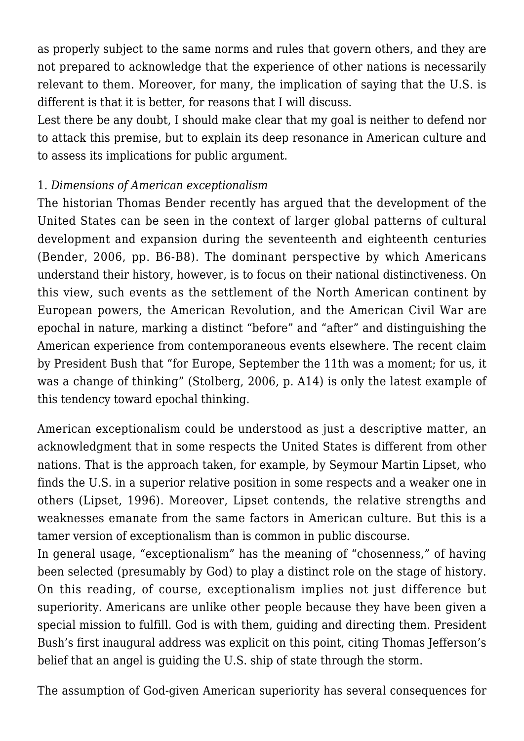as properly subject to the same norms and rules that govern others, and they are not prepared to acknowledge that the experience of other nations is necessarily relevant to them. Moreover, for many, the implication of saying that the U.S. is different is that it is better, for reasons that I will discuss.

Lest there be any doubt, I should make clear that my goal is neither to defend nor to attack this premise, but to explain its deep resonance in American culture and to assess its implications for public argument.

1. *Dimensions of American exceptionalism*

The historian Thomas Bender recently has argued that the development of the United States can be seen in the context of larger global patterns of cultural development and expansion during the seventeenth and eighteenth centuries (Bender, 2006, pp. B6-B8). The dominant perspective by which Americans understand their history, however, is to focus on their national distinctiveness. On this view, such events as the settlement of the North American continent by European powers, the American Revolution, and the American Civil War are epochal in nature, marking a distinct "before" and "after" and distinguishing the American experience from contemporaneous events elsewhere. The recent claim by President Bush that "for Europe, September the 11th was a moment; for us, it was a change of thinking" (Stolberg, 2006, p. A14) is only the latest example of this tendency toward epochal thinking.

American exceptionalism could be understood as just a descriptive matter, an acknowledgment that in some respects the United States is different from other nations. That is the approach taken, for example, by Seymour Martin Lipset, who finds the U.S. in a superior relative position in some respects and a weaker one in others (Lipset, 1996). Moreover, Lipset contends, the relative strengths and weaknesses emanate from the same factors in American culture. But this is a tamer version of exceptionalism than is common in public discourse.

In general usage, "exceptionalism" has the meaning of "chosenness," of having been selected (presumably by God) to play a distinct role on the stage of history. On this reading, of course, exceptionalism implies not just difference but superiority. Americans are unlike other people because they have been given a special mission to fulfill. God is with them, guiding and directing them. President Bush's first inaugural address was explicit on this point, citing Thomas Jefferson's belief that an angel is guiding the U.S. ship of state through the storm.

The assumption of God-given American superiority has several consequences for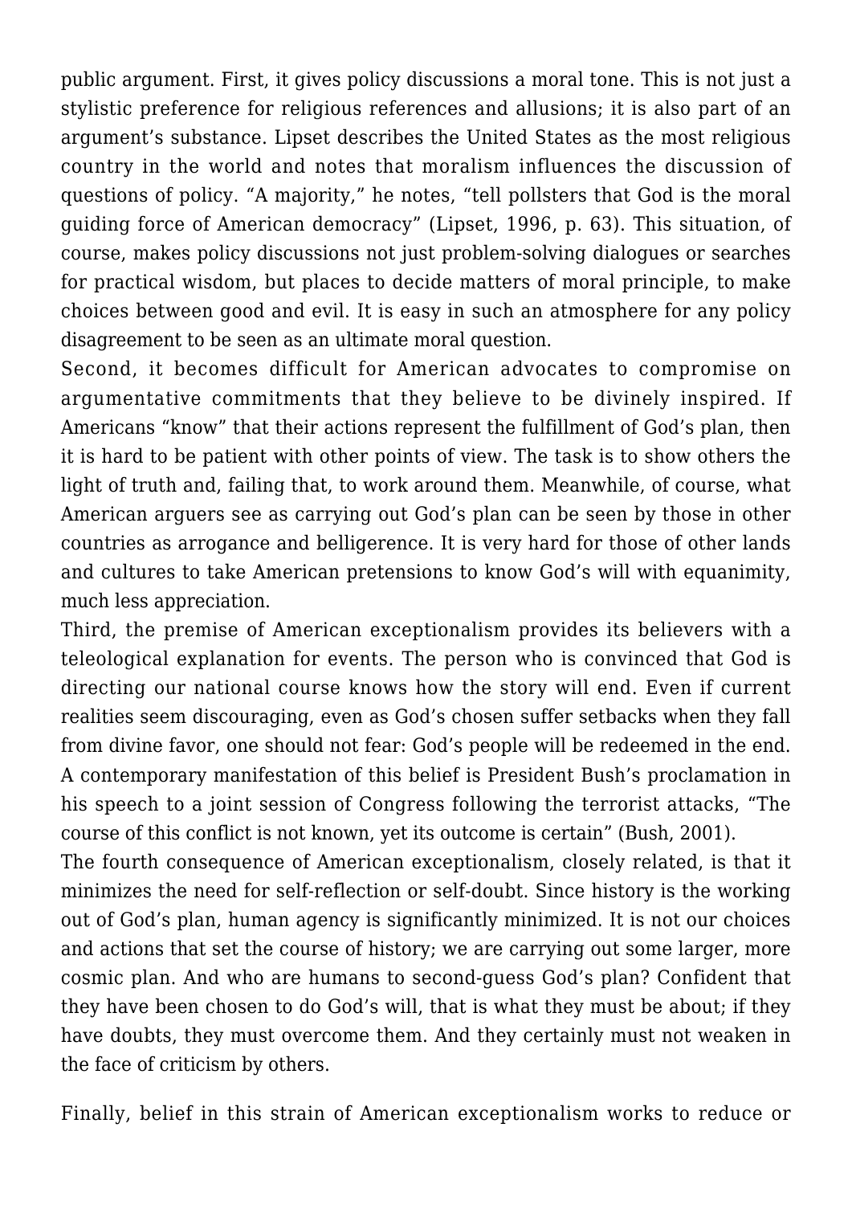public argument. First, it gives policy discussions a moral tone. This is not just a stylistic preference for religious references and allusions; it is also part of an argument's substance. Lipset describes the United States as the most religious country in the world and notes that moralism influences the discussion of questions of policy. "A majority," he notes, "tell pollsters that God is the moral guiding force of American democracy" (Lipset, 1996, p. 63). This situation, of course, makes policy discussions not just problem-solving dialogues or searches for practical wisdom, but places to decide matters of moral principle, to make choices between good and evil. It is easy in such an atmosphere for any policy disagreement to be seen as an ultimate moral question.

Second, it becomes difficult for American advocates to compromise on argumentative commitments that they believe to be divinely inspired. If Americans "know" that their actions represent the fulfillment of God's plan, then it is hard to be patient with other points of view. The task is to show others the light of truth and, failing that, to work around them. Meanwhile, of course, what American arguers see as carrying out God's plan can be seen by those in other countries as arrogance and belligerence. It is very hard for those of other lands and cultures to take American pretensions to know God's will with equanimity, much less appreciation.

Third, the premise of American exceptionalism provides its believers with a teleological explanation for events. The person who is convinced that God is directing our national course knows how the story will end. Even if current realities seem discouraging, even as God's chosen suffer setbacks when they fall from divine favor, one should not fear: God's people will be redeemed in the end. A contemporary manifestation of this belief is President Bush's proclamation in his speech to a joint session of Congress following the terrorist attacks, "The course of this conflict is not known, yet its outcome is certain" (Bush, 2001).

The fourth consequence of American exceptionalism, closely related, is that it minimizes the need for self-reflection or self-doubt. Since history is the working out of God's plan, human agency is significantly minimized. It is not our choices and actions that set the course of history; we are carrying out some larger, more cosmic plan. And who are humans to second-guess God's plan? Confident that they have been chosen to do God's will, that is what they must be about; if they have doubts, they must overcome them. And they certainly must not weaken in the face of criticism by others.

Finally, belief in this strain of American exceptionalism works to reduce or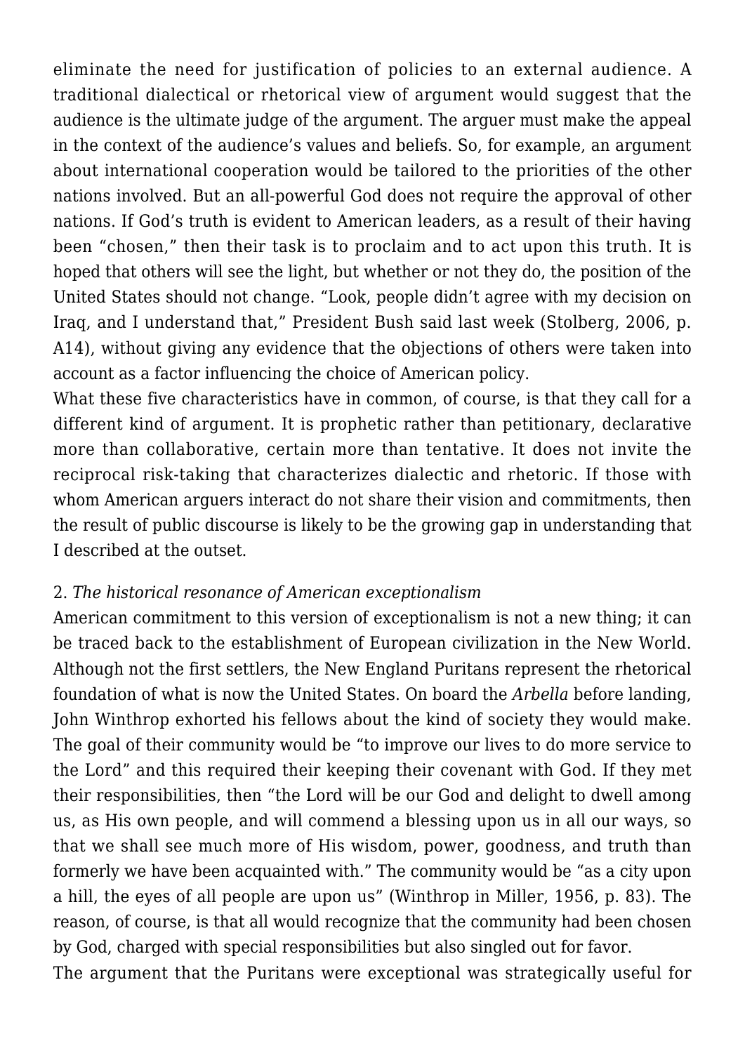eliminate the need for justification of policies to an external audience. A traditional dialectical or rhetorical view of argument would suggest that the audience is the ultimate judge of the argument. The arguer must make the appeal in the context of the audience's values and beliefs. So, for example, an argument about international cooperation would be tailored to the priorities of the other nations involved. But an all-powerful God does not require the approval of other nations. If God's truth is evident to American leaders, as a result of their having been "chosen," then their task is to proclaim and to act upon this truth. It is hoped that others will see the light, but whether or not they do, the position of the United States should not change. "Look, people didn't agree with my decision on Iraq, and I understand that," President Bush said last week (Stolberg, 2006, p. A14), without giving any evidence that the objections of others were taken into account as a factor influencing the choice of American policy.

What these five characteristics have in common, of course, is that they call for a different kind of argument. It is prophetic rather than petitionary, declarative more than collaborative, certain more than tentative. It does not invite the reciprocal risk-taking that characterizes dialectic and rhetoric. If those with whom American arguers interact do not share their vision and commitments, then the result of public discourse is likely to be the growing gap in understanding that I described at the outset.

## 2. *The historical resonance of American exceptionalism*

American commitment to this version of exceptionalism is not a new thing; it can be traced back to the establishment of European civilization in the New World. Although not the first settlers, the New England Puritans represent the rhetorical foundation of what is now the United States. On board the *Arbella* before landing, John Winthrop exhorted his fellows about the kind of society they would make. The goal of their community would be "to improve our lives to do more service to the Lord" and this required their keeping their covenant with God. If they met their responsibilities, then "the Lord will be our God and delight to dwell among us, as His own people, and will commend a blessing upon us in all our ways, so that we shall see much more of His wisdom, power, goodness, and truth than formerly we have been acquainted with." The community would be "as a city upon a hill, the eyes of all people are upon us" (Winthrop in Miller, 1956, p. 83). The reason, of course, is that all would recognize that the community had been chosen by God, charged with special responsibilities but also singled out for favor.

The argument that the Puritans were exceptional was strategically useful for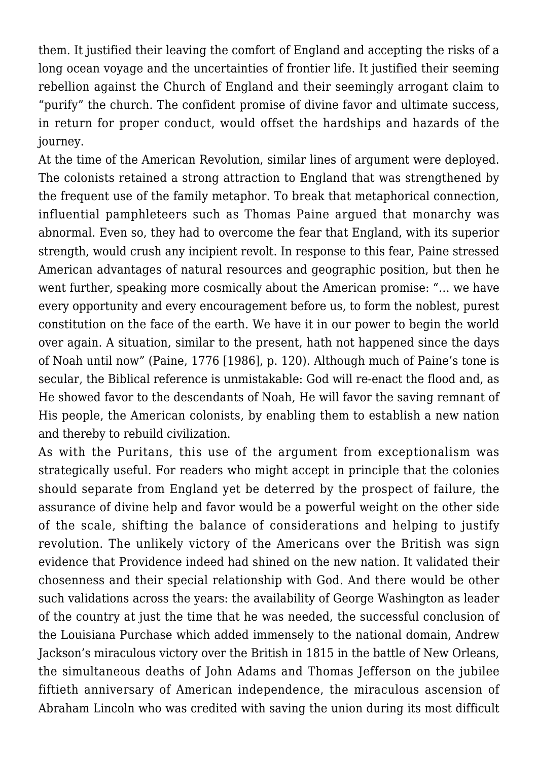them. It justified their leaving the comfort of England and accepting the risks of a long ocean voyage and the uncertainties of frontier life. It justified their seeming rebellion against the Church of England and their seemingly arrogant claim to "purify" the church. The confident promise of divine favor and ultimate success, in return for proper conduct, would offset the hardships and hazards of the journey.

At the time of the American Revolution, similar lines of argument were deployed. The colonists retained a strong attraction to England that was strengthened by the frequent use of the family metaphor. To break that metaphorical connection, influential pamphleteers such as Thomas Paine argued that monarchy was abnormal. Even so, they had to overcome the fear that England, with its superior strength, would crush any incipient revolt. In response to this fear, Paine stressed American advantages of natural resources and geographic position, but then he went further, speaking more cosmically about the American promise: "… we have every opportunity and every encouragement before us, to form the noblest, purest constitution on the face of the earth. We have it in our power to begin the world over again. A situation, similar to the present, hath not happened since the days of Noah until now" (Paine, 1776 [1986], p. 120). Although much of Paine's tone is secular, the Biblical reference is unmistakable: God will re-enact the flood and, as He showed favor to the descendants of Noah, He will favor the saving remnant of His people, the American colonists, by enabling them to establish a new nation and thereby to rebuild civilization.

As with the Puritans, this use of the argument from exceptionalism was strategically useful. For readers who might accept in principle that the colonies should separate from England yet be deterred by the prospect of failure, the assurance of divine help and favor would be a powerful weight on the other side of the scale, shifting the balance of considerations and helping to justify revolution. The unlikely victory of the Americans over the British was sign evidence that Providence indeed had shined on the new nation. It validated their chosenness and their special relationship with God. And there would be other such validations across the years: the availability of George Washington as leader of the country at just the time that he was needed, the successful conclusion of the Louisiana Purchase which added immensely to the national domain, Andrew Jackson's miraculous victory over the British in 1815 in the battle of New Orleans, the simultaneous deaths of John Adams and Thomas Jefferson on the jubilee fiftieth anniversary of American independence, the miraculous ascension of Abraham Lincoln who was credited with saving the union during its most difficult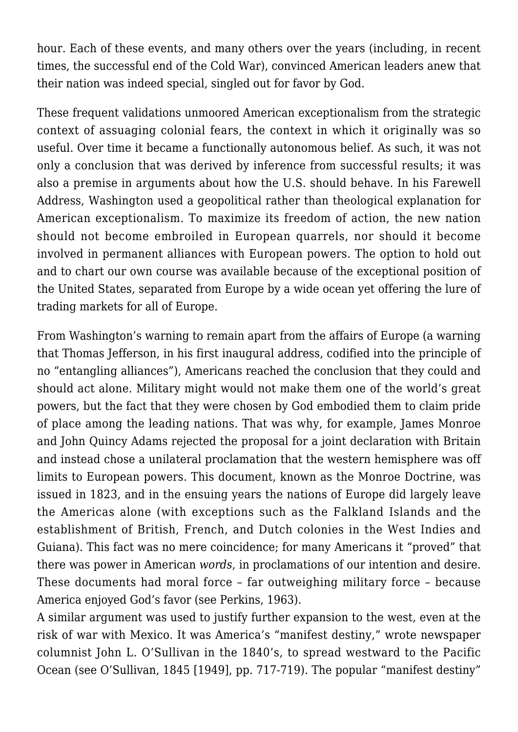hour. Each of these events, and many others over the years (including, in recent times, the successful end of the Cold War), convinced American leaders anew that their nation was indeed special, singled out for favor by God.

These frequent validations unmoored American exceptionalism from the strategic context of assuaging colonial fears, the context in which it originally was so useful. Over time it became a functionally autonomous belief. As such, it was not only a conclusion that was derived by inference from successful results; it was also a premise in arguments about how the U.S. should behave. In his Farewell Address, Washington used a geopolitical rather than theological explanation for American exceptionalism. To maximize its freedom of action, the new nation should not become embroiled in European quarrels, nor should it become involved in permanent alliances with European powers. The option to hold out and to chart our own course was available because of the exceptional position of the United States, separated from Europe by a wide ocean yet offering the lure of trading markets for all of Europe.

From Washington's warning to remain apart from the affairs of Europe (a warning that Thomas Jefferson, in his first inaugural address, codified into the principle of no "entangling alliances"), Americans reached the conclusion that they could and should act alone. Military might would not make them one of the world's great powers, but the fact that they were chosen by God embodied them to claim pride of place among the leading nations. That was why, for example, James Monroe and John Quincy Adams rejected the proposal for a joint declaration with Britain and instead chose a unilateral proclamation that the western hemisphere was off limits to European powers. This document, known as the Monroe Doctrine, was issued in 1823, and in the ensuing years the nations of Europe did largely leave the Americas alone (with exceptions such as the Falkland Islands and the establishment of British, French, and Dutch colonies in the West Indies and Guiana). This fact was no mere coincidence; for many Americans it "proved" that there was power in American *words*, in proclamations of our intention and desire. These documents had moral force – far outweighing military force – because America enjoyed God's favor (see Perkins, 1963).

A similar argument was used to justify further expansion to the west, even at the risk of war with Mexico. It was America's "manifest destiny," wrote newspaper columnist John L. O'Sullivan in the 1840's, to spread westward to the Pacific Ocean (see O'Sullivan, 1845 [1949], pp. 717-719). The popular "manifest destiny"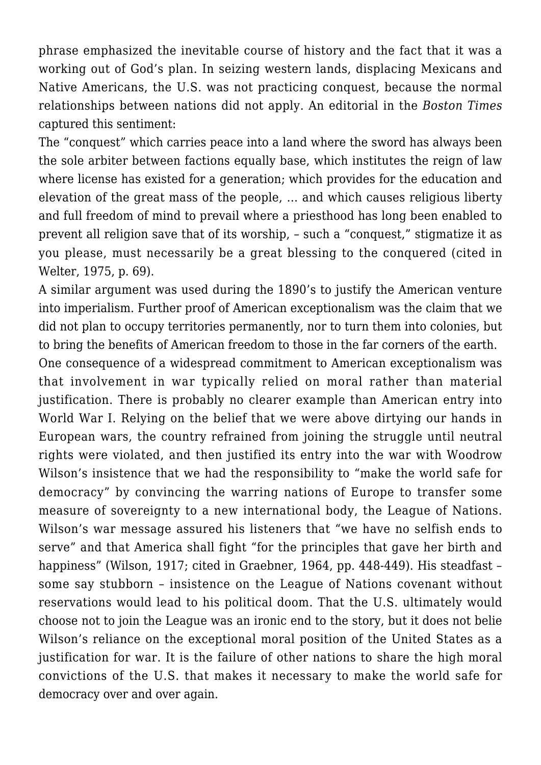phrase emphasized the inevitable course of history and the fact that it was a working out of God's plan. In seizing western lands, displacing Mexicans and Native Americans, the U.S. was not practicing conquest, because the normal relationships between nations did not apply. An editorial in the *Boston Times* captured this sentiment:

The "conquest" which carries peace into a land where the sword has always been the sole arbiter between factions equally base, which institutes the reign of law where license has existed for a generation; which provides for the education and elevation of the great mass of the people, … and which causes religious liberty and full freedom of mind to prevail where a priesthood has long been enabled to prevent all religion save that of its worship, – such a "conquest," stigmatize it as you please, must necessarily be a great blessing to the conquered (cited in Welter, 1975, p. 69).

A similar argument was used during the 1890's to justify the American venture into imperialism. Further proof of American exceptionalism was the claim that we did not plan to occupy territories permanently, nor to turn them into colonies, but to bring the benefits of American freedom to those in the far corners of the earth.

One consequence of a widespread commitment to American exceptionalism was that involvement in war typically relied on moral rather than material justification. There is probably no clearer example than American entry into World War I. Relying on the belief that we were above dirtying our hands in European wars, the country refrained from joining the struggle until neutral rights were violated, and then justified its entry into the war with Woodrow Wilson's insistence that we had the responsibility to "make the world safe for democracy" by convincing the warring nations of Europe to transfer some measure of sovereignty to a new international body, the League of Nations. Wilson's war message assured his listeners that "we have no selfish ends to serve" and that America shall fight "for the principles that gave her birth and happiness" (Wilson, 1917; cited in Graebner, 1964, pp. 448-449). His steadfast – some say stubborn – insistence on the League of Nations covenant without reservations would lead to his political doom. That the U.S. ultimately would choose not to join the League was an ironic end to the story, but it does not belie Wilson's reliance on the exceptional moral position of the United States as a justification for war. It is the failure of other nations to share the high moral convictions of the U.S. that makes it necessary to make the world safe for democracy over and over again.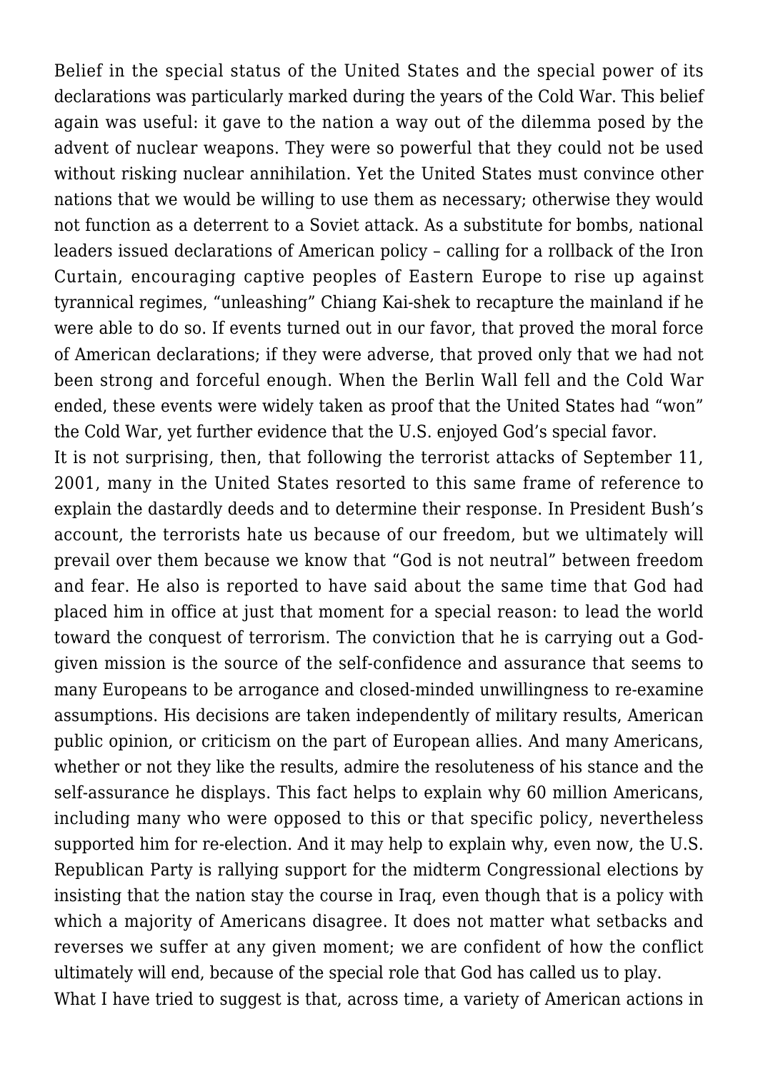Belief in the special status of the United States and the special power of its declarations was particularly marked during the years of the Cold War. This belief again was useful: it gave to the nation a way out of the dilemma posed by the advent of nuclear weapons. They were so powerful that they could not be used without risking nuclear annihilation. Yet the United States must convince other nations that we would be willing to use them as necessary; otherwise they would not function as a deterrent to a Soviet attack. As a substitute for bombs, national leaders issued declarations of American policy – calling for a rollback of the Iron Curtain, encouraging captive peoples of Eastern Europe to rise up against tyrannical regimes, "unleashing" Chiang Kai-shek to recapture the mainland if he were able to do so. If events turned out in our favor, that proved the moral force of American declarations; if they were adverse, that proved only that we had not been strong and forceful enough. When the Berlin Wall fell and the Cold War ended, these events were widely taken as proof that the United States had "won" the Cold War, yet further evidence that the U.S. enjoyed God's special favor.

It is not surprising, then, that following the terrorist attacks of September 11, 2001, many in the United States resorted to this same frame of reference to explain the dastardly deeds and to determine their response. In President Bush's account, the terrorists hate us because of our freedom, but we ultimately will prevail over them because we know that "God is not neutral" between freedom and fear. He also is reported to have said about the same time that God had placed him in office at just that moment for a special reason: to lead the world toward the conquest of terrorism. The conviction that he is carrying out a God-given mission is the source of the self-confidence and assurance that seems to many Europeans to be arrogance and closed-minded unwillingness to re-examine assumptions. His decisions are taken independently of military results, American public opinion, or criticism on the part of European allies. And many Americans, whether or not they like the results, admire the resoluteness of his stance and the self-assurance he displays. This fact helps to explain why 60 million Americans, including many who were opposed to this or that specific policy, nevertheless supported him for re-election. And it may help to explain why, even now, the U.S. Republican Party is rallying support for the midterm Congressional elections by insisting that the nation stay the course in Iraq, even though that is a policy with which a majority of Americans disagree. It does not matter what setbacks and reverses we suffer at any given moment; we are confident of how the conflict ultimately will end, because of the special role that God has called us to play.

What I have tried to suggest is that, across time, a variety of American actions in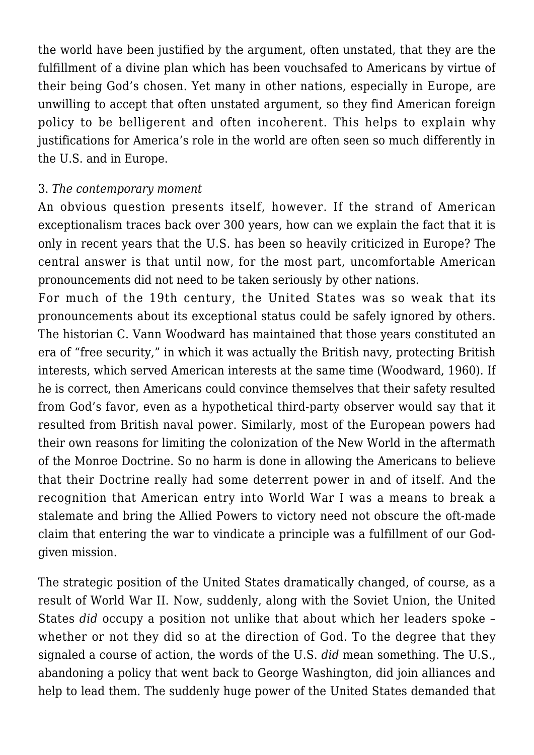the world have been justified by the argument, often unstated, that they are the fulfillment of a divine plan which has been vouchsafed to Americans by virtue of their being God's chosen. Yet many in other nations, especially in Europe, are unwilling to accept that often unstated argument, so they find American foreign policy to be belligerent and often incoherent. This helps to explain why justifications for America's role in the world are often seen so much differently in the U.S. and in Europe.

3. *The contemporary moment*

An obvious question presents itself, however. If the strand of American exceptionalism traces back over 300 years, how can we explain the fact that it is only in recent years that the U.S. has been so heavily criticized in Europe? The central answer is that until now, for the most part, uncomfortable American pronouncements did not need to be taken seriously by other nations.

For much of the 19th century, the United States was so weak that its pronouncements about its exceptional status could be safely ignored by others. The historian C. Vann Woodward has maintained that those years constituted an era of "free security," in which it was actually the British navy, protecting British interests, which served American interests at the same time (Woodward, 1960). If he is correct, then Americans could convince themselves that their safety resulted from God's favor, even as a hypothetical third-party observer would say that it resulted from British naval power. Similarly, most of the European powers had their own reasons for limiting the colonization of the New World in the aftermath of the Monroe Doctrine. So no harm is done in allowing the Americans to believe that their Doctrine really had some deterrent power in and of itself. And the recognition that American entry into World War I was a means to break a stalemate and bring the Allied Powers to victory need not obscure the oft-made claim that entering the war to vindicate a principle was a fulfillment of our God-given mission.

The strategic position of the United States dramatically changed, of course, as a result of World War II. Now, suddenly, along with the Soviet Union, the United States *did* occupy a position not unlike that about which her leaders spoke – whether or not they did so at the direction of God. To the degree that they signaled a course of action, the words of the U.S. *did* mean something. The U.S., abandoning a policy that went back to George Washington, did join alliances and help to lead them. The suddenly huge power of the United States demanded that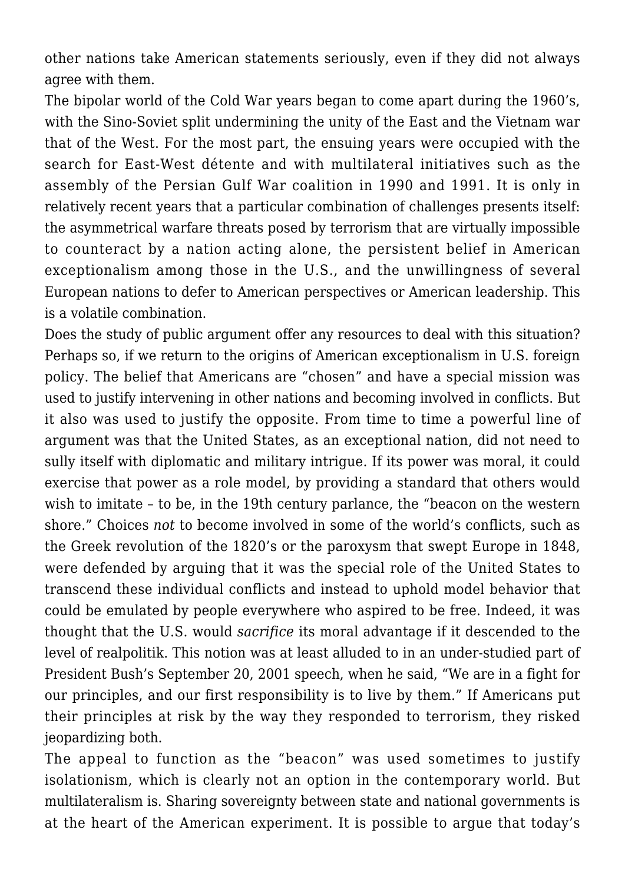other nations take American statements seriously, even if they did not always agree with them.

The bipolar world of the Cold War years began to come apart during the 1960's, with the Sino-Soviet split undermining the unity of the East and the Vietnam war that of the West. For the most part, the ensuing years were occupied with the search for East-West détente and with multilateral initiatives such as the assembly of the Persian Gulf War coalition in 1990 and 1991. It is only in relatively recent years that a particular combination of challenges presents itself: the asymmetrical warfare threats posed by terrorism that are virtually impossible to counteract by a nation acting alone, the persistent belief in American exceptionalism among those in the U.S., and the unwillingness of several European nations to defer to American perspectives or American leadership. This is a volatile combination.

Does the study of public argument offer any resources to deal with this situation? Perhaps so, if we return to the origins of American exceptionalism in U.S. foreign policy. The belief that Americans are "chosen" and have a special mission was used to justify intervening in other nations and becoming involved in conflicts. But it also was used to justify the opposite. From time to time a powerful line of argument was that the United States, as an exceptional nation, did not need to sully itself with diplomatic and military intrigue. If its power was moral, it could exercise that power as a role model, by providing a standard that others would wish to imitate – to be, in the 19th century parlance, the "beacon on the western shore." Choices *not* to become involved in some of the world's conflicts, such as the Greek revolution of the 1820's or the paroxysm that swept Europe in 1848, were defended by arguing that it was the special role of the United States to transcend these individual conflicts and instead to uphold model behavior that could be emulated by people everywhere who aspired to be free. Indeed, it was thought that the U.S. would *sacrifice* its moral advantage if it descended to the level of realpolitik. This notion was at least alluded to in an under-studied part of President Bush's September 20, 2001 speech, when he said, "We are in a fight for our principles, and our first responsibility is to live by them." If Americans put their principles at risk by the way they responded to terrorism, they risked jeopardizing both.

The appeal to function as the "beacon" was used sometimes to justify isolationism, which is clearly not an option in the contemporary world. But multilateralism is. Sharing sovereignty between state and national governments is at the heart of the American experiment. It is possible to argue that today's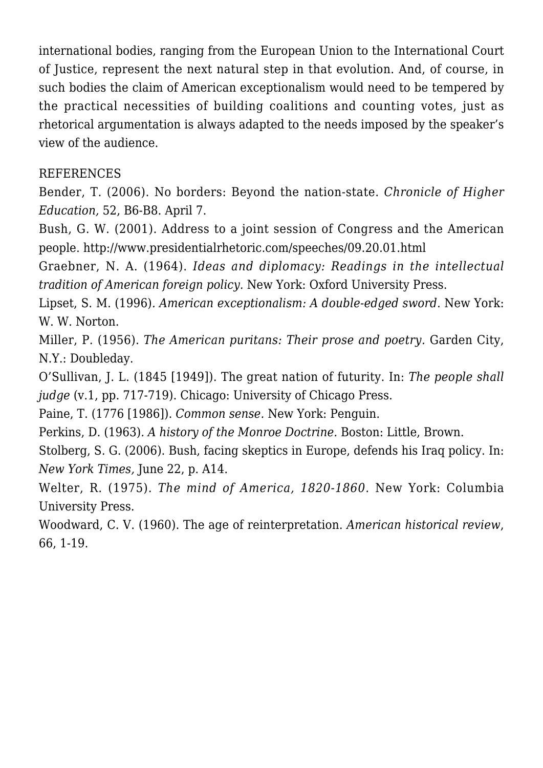international bodies, ranging from the European Union to the International Court of Justice, represent the next natural step in that evolution. And, of course, in such bodies the claim of American exceptionalism would need to be tempered by the practical necessities of building coalitions and counting votes, just as rhetorical argumentation is always adapted to the needs imposed by the speaker's view of the audience.

REFERENCES

Bender, T. (2006). No borders: Beyond the nation-state. *Chronicle of Higher Education,* 52, B6-B8. April 7.

Bush, G. W. (2001). Address to a joint session of Congress and the American people. http://www.presidentialrhetoric.com/speeches/09.20.01.html

Graebner, N. A. (1964). *Ideas and diplomacy: Readings in the intellectual tradition of American foreign policy.* New York: Oxford University Press.

Lipset, S. M. (1996). *American exceptionalism: A double-edged sword*. New York: W. W. Norton.

Miller, P. (1956). *The American puritans: Their prose and poetry.* Garden City, N.Y.: Doubleday.

O'Sullivan, J. L. (1845 [1949]). The great nation of futurity. In: *The people shall judge* (v.1, pp. 717-719). Chicago: University of Chicago Press.

Paine, T. (1776 [1986]). *Common sense.* New York: Penguin.

Perkins, D. (1963). *A history of the Monroe Doctrine.* Boston: Little, Brown.

Stolberg, S. G. (2006). Bush, facing skeptics in Europe, defends his Iraq policy. In: *New York Times,* June 22, p. A14.

Welter, R. (1975). *The mind of America, 1820-1860.* New York: Columbia University Press.

Woodward, C. V. (1960). The age of reinterpretation. *American historical review*, 66, 1-19.